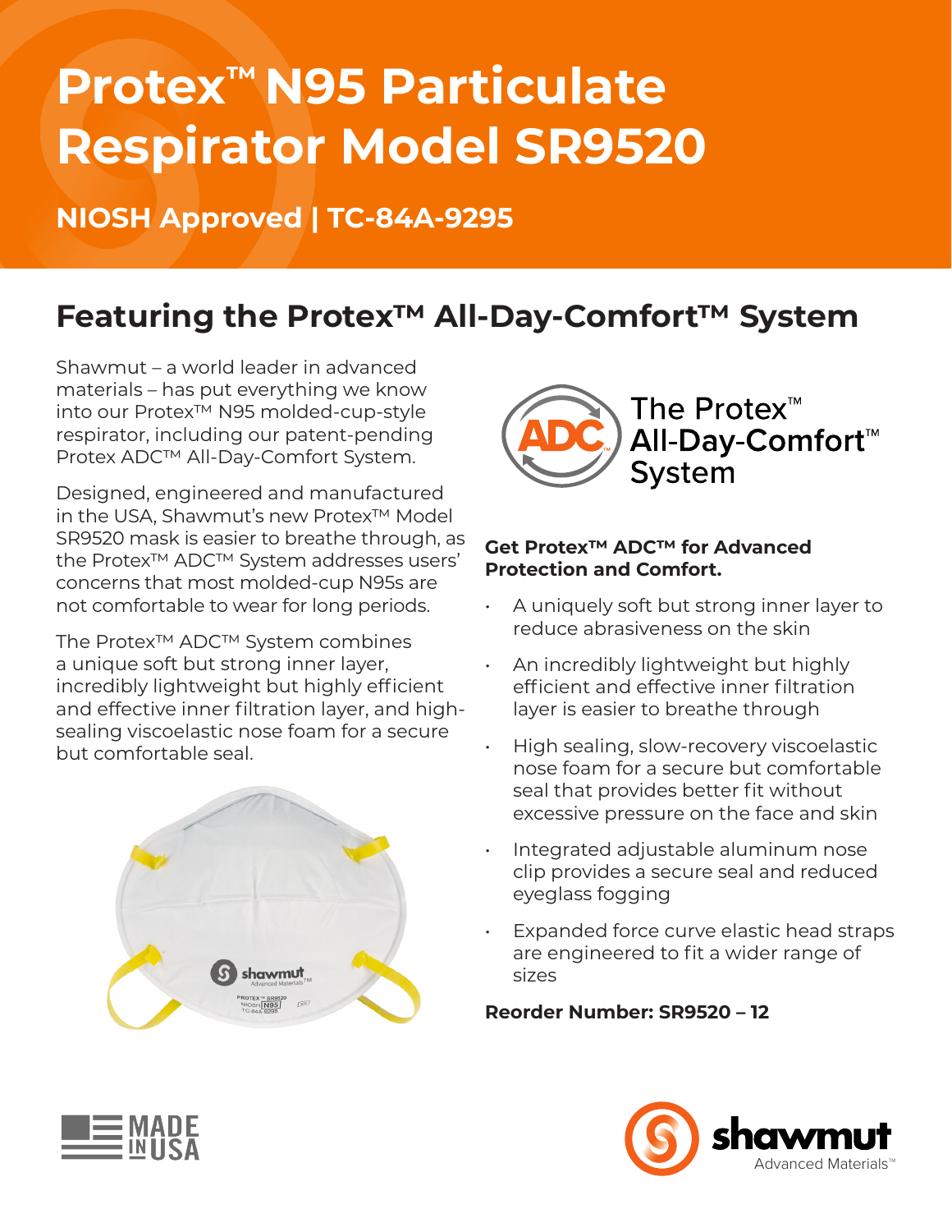# Protex™ N95 Particulate Respirator Model SR9520

**NIOSH Approved | TC-84A-9295**

## Featuring the Protex™ All-Day-Comfort™ System

Shawmut – a world leader in advanced materials – has put everything we know into our Protex™ N95 molded-cup-style respirator, including our patent-pending Protex ADC™ All-Day-Comfort System.

Designed, engineered and manufactured in the USA, Shawmut's new Protex™ Model SR9520 mask is easier to breathe through, as the Protex™ ADC™ System addresses users' concerns that most molded-cup N95s are not comfortable to wear for long periods.

The Protex™ ADC™ System combines a unique soft but strong inner layer, incredibly lightweight but highly efficient and effective inner filtration layer, and high-sealing viscoelastic nose foam for a secure but comfortable seal.

The Protex™ All-Day-Comfort™ System

**Get Protex™ ADC™ for Advanced Protection and Comfort.**

- A uniquely soft but strong inner layer to reduce abrasiveness on the skin
- An incredibly lightweight but highly efficient and effective inner filtration layer is easier to breathe through
- High sealing, slow-recovery viscoelastic nose foam for a secure but comfortable seal that provides better fit without excessive pressure on the face and skin
- Integrated adjustable aluminum nose clip provides a secure seal and reduced eyeglass fogging
- Expanded force curve elastic head straps are engineered to fit a wider range of sizes

**Reorder Number: SR9520 – 12**

MADE IN USA

shawmut Advanced Materials™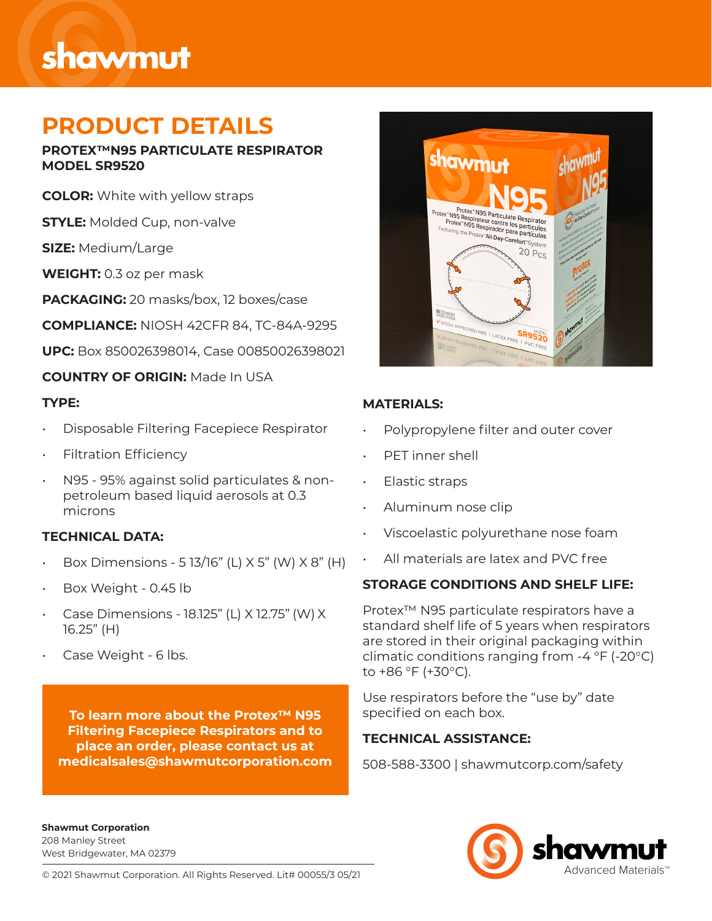shawmut

# PRODUCT DETAILS

**PROTEX™N95 PARTICULATE RESPIRATOR**
**MODEL SR9520**

**COLOR:** White with yellow straps

**STYLE:** Molded Cup, non-valve

**SIZE:** Medium/Large

**WEIGHT:** 0.3 oz per mask

**PACKAGING:** 20 masks/box, 12 boxes/case

**COMPLIANCE:** NIOSH 42CFR 84, TC-84A-9295

**UPC:** Box 850026398014, Case 00850026398021

**COUNTRY OF ORIGIN:** Made In USA

**TYPE:**

- Disposable Filtering Facepiece Respirator
- Filtration Efficiency
- N95 - 95% against solid particulates & non-petroleum based liquid aerosols at 0.3 microns

**TECHNICAL DATA:**

- Box Dimensions - 5 13/16" (L) X 5" (W) X 8" (H)
- Box Weight - 0.45 lb
- Case Dimensions - 18.125" (L) X 12.75" (W) X 16.25" (H)
- Case Weight - 6 lbs.

**To learn more about the Protex™ N95 Filtering Facepiece Respirators and to place an order, please contact us at medicalsales@shawmutcorporation.com**

**MATERIALS:**

- Polypropylene filter and outer cover
- PET inner shell
- Elastic straps
- Aluminum nose clip
- Viscoelastic polyurethane nose foam
- All materials are latex and PVC free

**STORAGE CONDITIONS AND SHELF LIFE:**

Protex™ N95 particulate respirators have a standard shelf life of 5 years when respirators are stored in their original packaging within climatic conditions ranging from -4 °F (-20°C) to +86 °F (+30°C).

Use respirators before the "use by" date specified on each box.

**TECHNICAL ASSISTANCE:**

508-588-3300 | shawmutcorp.com/safety

**Shawmut Corporation**
208 Manley Street
West Bridgewater, MA 02379

© 2021 Shawmut Corporation. All Rights Reserved. Lit# 00055/3 05/21

shawmut Advanced Materials™